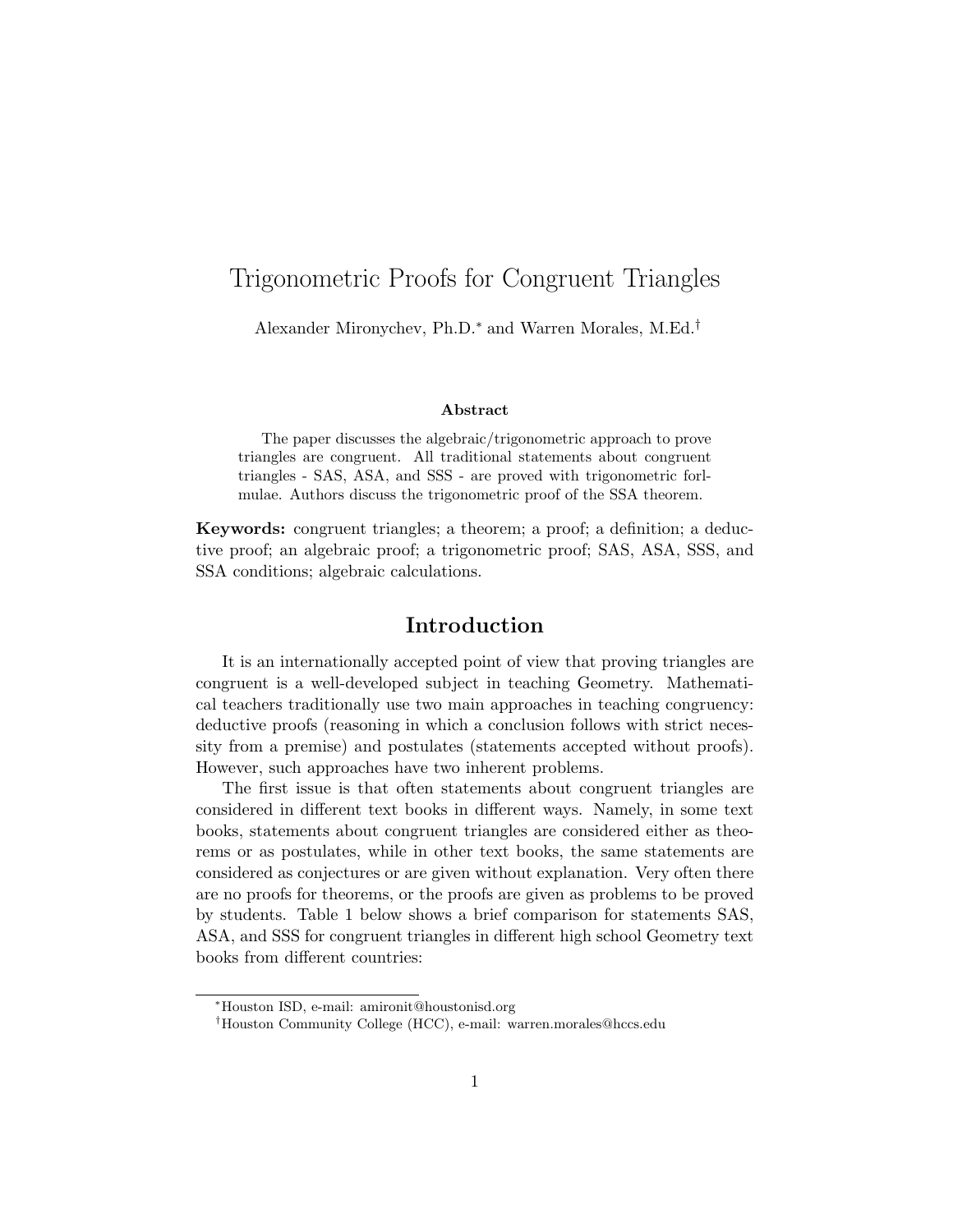# Trigonometric Proofs for Congruent Triangles

Alexander Mironychev, Ph.D.* and Warren Morales, M.Ed.†

**Abstract**

The paper discusses the algebraic/trigonometric approach to prove triangles are congruent. All traditional statements about congruent triangles - SAS, ASA, and SSS - are proved with trigonometric forlmulae. Authors discuss the trigonometric proof of the SSA theorem.

**Keywords:** congruent triangles; a theorem; a proof; a definition; a deductive proof; an algebraic proof; a trigonometric proof; SAS, ASA, SSS, and SSA conditions; algebraic calculations.

## Introduction

It is an internationally accepted point of view that proving triangles are congruent is a well-developed subject in teaching Geometry. Mathematical teachers traditionally use two main approaches in teaching congruency: deductive proofs (reasoning in which a conclusion follows with strict necessity from a premise) and postulates (statements accepted without proofs). However, such approaches have two inherent problems.

The first issue is that often statements about congruent triangles are considered in different text books in different ways. Namely, in some text books, statements about congruent triangles are considered either as theorems or as postulates, while in other text books, the same statements are considered as conjectures or are given without explanation. Very often there are no proofs for theorems, or the proofs are given as problems to be proved by students. Table 1 below shows a brief comparison for statements SAS, ASA, and SSS for congruent triangles in different high school Geometry text books from different countries:

*Houston ISD, e-mail: amironit@houstonisd.org

†Houston Community College (HCC), e-mail: warren.morales@hccs.edu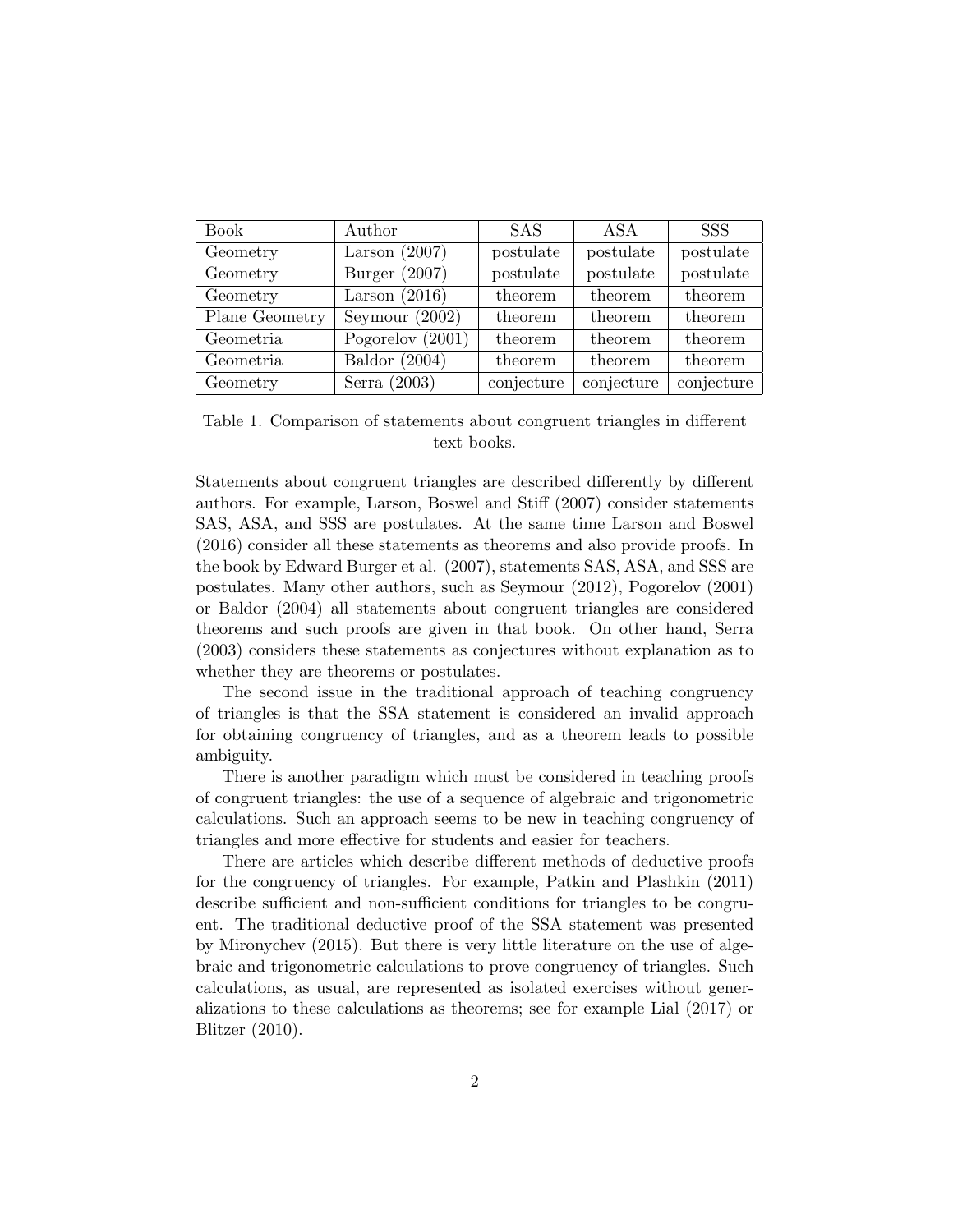| Book | Author | SAS | ASA | SSS |
|---|---|---|---|---|
| Geometry | Larson (2007) | postulate | postulate | postulate |
| Geometry | Burger (2007) | postulate | postulate | postulate |
| Geometry | Larson (2016) | theorem | theorem | theorem |
| Plane Geometry | Seymour (2002) | theorem | theorem | theorem |
| Geometria | Pogorelov (2001) | theorem | theorem | theorem |
| Geometria | Baldor (2004) | theorem | theorem | theorem |
| Geometry | Serra (2003) | conjecture | conjecture | conjecture |

Table 1. Comparison of statements about congruent triangles in different text books.

Statements about congruent triangles are described differently by different authors. For example, Larson, Boswel and Stiff (2007) consider statements SAS, ASA, and SSS are postulates. At the same time Larson and Boswel (2016) consider all these statements as theorems and also provide proofs. In the book by Edward Burger et al. (2007), statements SAS, ASA, and SSS are postulates. Many other authors, such as Seymour (2012), Pogorelov (2001) or Baldor (2004) all statements about congruent triangles are considered theorems and such proofs are given in that book. On other hand, Serra (2003) considers these statements as conjectures without explanation as to whether they are theorems or postulates.

The second issue in the traditional approach of teaching congruency of triangles is that the SSA statement is considered an invalid approach for obtaining congruency of triangles, and as a theorem leads to possible ambiguity.

There is another paradigm which must be considered in teaching proofs of congruent triangles: the use of a sequence of algebraic and trigonometric calculations. Such an approach seems to be new in teaching congruency of triangles and more effective for students and easier for teachers.

There are articles which describe different methods of deductive proofs for the congruency of triangles. For example, Patkin and Plashkin (2011) describe sufficient and non-sufficient conditions for triangles to be congruent. The traditional deductive proof of the SSA statement was presented by Mironychev (2015). But there is very little literature on the use of algebraic and trigonometric calculations to prove congruency of triangles. Such calculations, as usual, are represented as isolated exercises without generalizations to these calculations as theorems; see for example Lial (2017) or Blitzer (2010).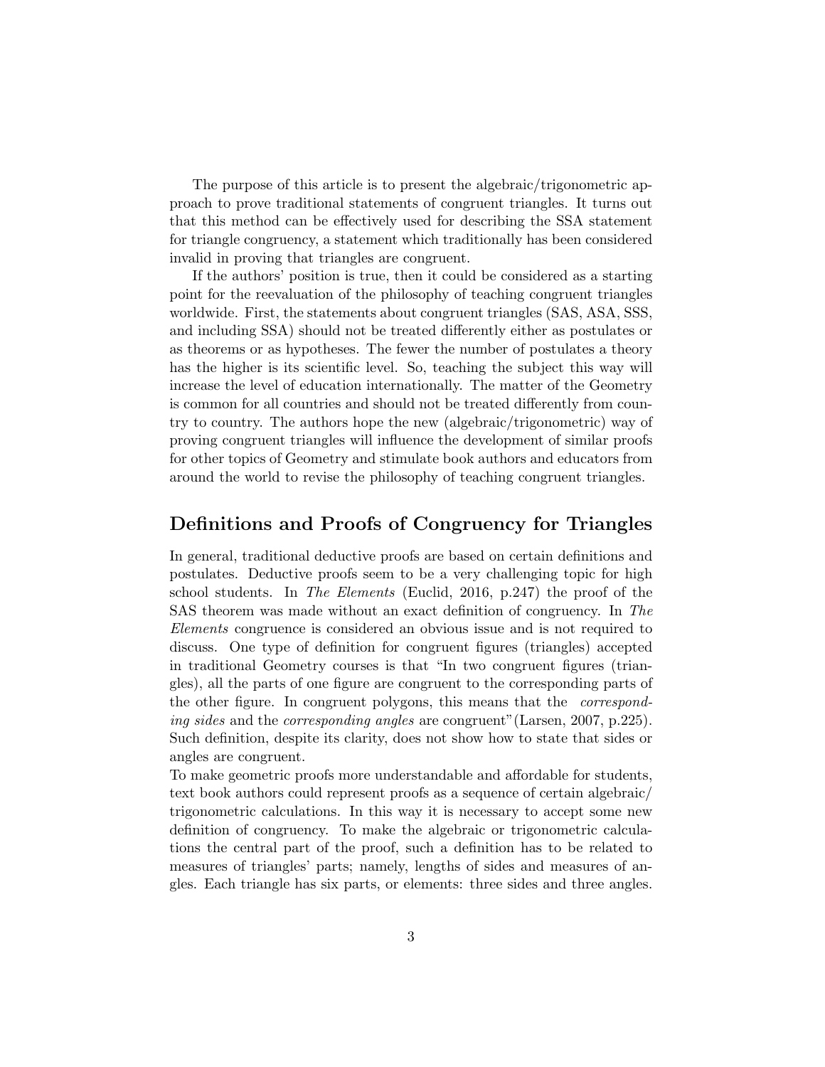The purpose of this article is to present the algebraic/trigonometric approach to prove traditional statements of congruent triangles. It turns out that this method can be effectively used for describing the SSA statement for triangle congruency, a statement which traditionally has been considered invalid in proving that triangles are congruent.

If the authors' position is true, then it could be considered as a starting point for the reevaluation of the philosophy of teaching congruent triangles worldwide. First, the statements about congruent triangles (SAS, ASA, SSS, and including SSA) should not be treated differently either as postulates or as theorems or as hypotheses. The fewer the number of postulates a theory has the higher is its scientific level. So, teaching the subject this way will increase the level of education internationally. The matter of the Geometry is common for all countries and should not be treated differently from country to country. The authors hope the new (algebraic/trigonometric) way of proving congruent triangles will influence the development of similar proofs for other topics of Geometry and stimulate book authors and educators from around the world to revise the philosophy of teaching congruent triangles.

## Definitions and Proofs of Congruency for Triangles

In general, traditional deductive proofs are based on certain definitions and postulates. Deductive proofs seem to be a very challenging topic for high school students. In *The Elements* (Euclid, 2016, p.247) the proof of the SAS theorem was made without an exact definition of congruency. In *The Elements* congruence is considered an obvious issue and is not required to discuss. One type of definition for congruent figures (triangles) accepted in traditional Geometry courses is that "In two congruent figures (triangles), all the parts of one figure are congruent to the corresponding parts of the other figure. In congruent polygons, this means that the *corresponding sides* and the *corresponding angles* are congruent"(Larsen, 2007, p.225). Such definition, despite its clarity, does not show how to state that sides or angles are congruent.

To make geometric proofs more understandable and affordable for students, text book authors could represent proofs as a sequence of certain algebraic/ trigonometric calculations. In this way it is necessary to accept some new definition of congruency. To make the algebraic or trigonometric calculations the central part of the proof, such a definition has to be related to measures of triangles' parts; namely, lengths of sides and measures of angles. Each triangle has six parts, or elements: three sides and three angles.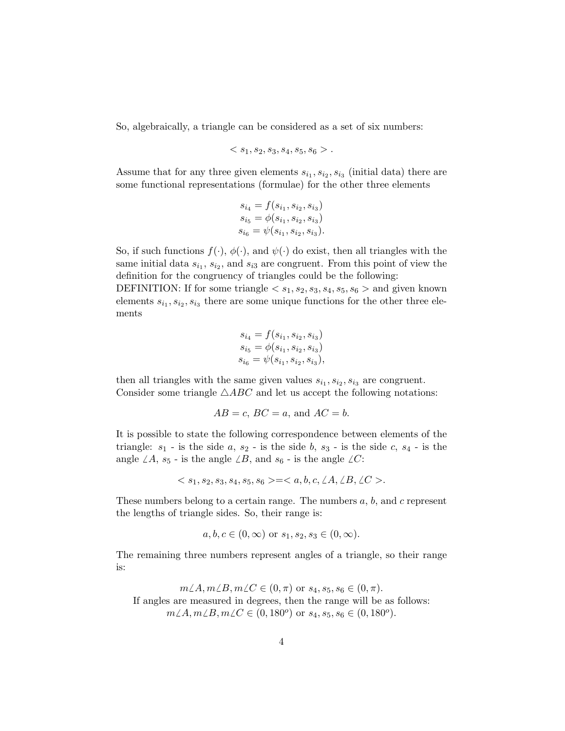So, algebraically, a triangle can be considered as a set of six numbers:

$$< s_1, s_2, s_3, s_4, s_5, s_6 > .$$

Assume that for any three given elements $s_{i_1}, s_{i_2}, s_{i_3}$ (initial data) there are some functional representations (formulae) for the other three elements

$$\begin{gathered} s_{i_4} = f(s_{i_1}, s_{i_2}, s_{i_3}) \\ s_{i_5} = \phi(s_{i_1}, s_{i_2}, s_{i_3}) \\ s_{i_6} = \psi(s_{i_1}, s_{i_2}, s_{i_3}). \end{gathered}$$

So, if such functions $f(\cdot)$, $\phi(\cdot)$, and $\psi(\cdot)$ do exist, then all triangles with the same initial data $s_{i_1}$, $s_{i_2}$, and $s_{i3}$ are congruent. From this point of view the definition for the congruency of triangles could be the following:

DEFINITION: If for some triangle $< s_1, s_2, s_3, s_4, s_5, s_6 >$ and given known elements $s_{i_1}, s_{i_2}, s_{i_3}$ there are some unique functions for the other three elements

$$\begin{gathered} s_{i_4} = f(s_{i_1}, s_{i_2}, s_{i_3}) \\ s_{i_5} = \phi(s_{i_1}, s_{i_2}, s_{i_3}) \\ s_{i_6} = \psi(s_{i_1}, s_{i_2}, s_{i_3}), \end{gathered}$$

then all triangles with the same given values $s_{i_1}, s_{i_2}, s_{i_3}$ are congruent.

Consider some triangle $\triangle ABC$ and let us accept the following notations:

$$AB = c,\ BC = a, \text{ and } AC = b.$$

It is possible to state the following correspondence between elements of the triangle: $s_1$ - is the side $a$, $s_2$ - is the side $b$, $s_3$ - is the side $c$, $s_4$ - is the angle $\angle A$, $s_5$ - is the angle $\angle B$, and $s_6$ - is the angle $\angle C$:

$$< s_1, s_2, s_3, s_4, s_5, s_6 > = < a, b, c, \angle A, \angle B, \angle C >.$$

These numbers belong to a certain range. The numbers $a$, $b$, and $c$ represent the lengths of triangle sides. So, their range is:

$$a, b, c \in (0, \infty) \text{ or } s_1, s_2, s_3 \in (0, \infty).$$

The remaining three numbers represent angles of a triangle, so their range is:

$$m\angle A, m\angle B, m\angle C \in (0, \pi) \text{ or } s_4, s_5, s_6 \in (0, \pi).$$

If angles are measured in degrees, then the range will be as follows:

$$m\angle A, m\angle B, m\angle C \in (0, 180^o) \text{ or } s_4, s_5, s_6 \in (0, 180^o).$$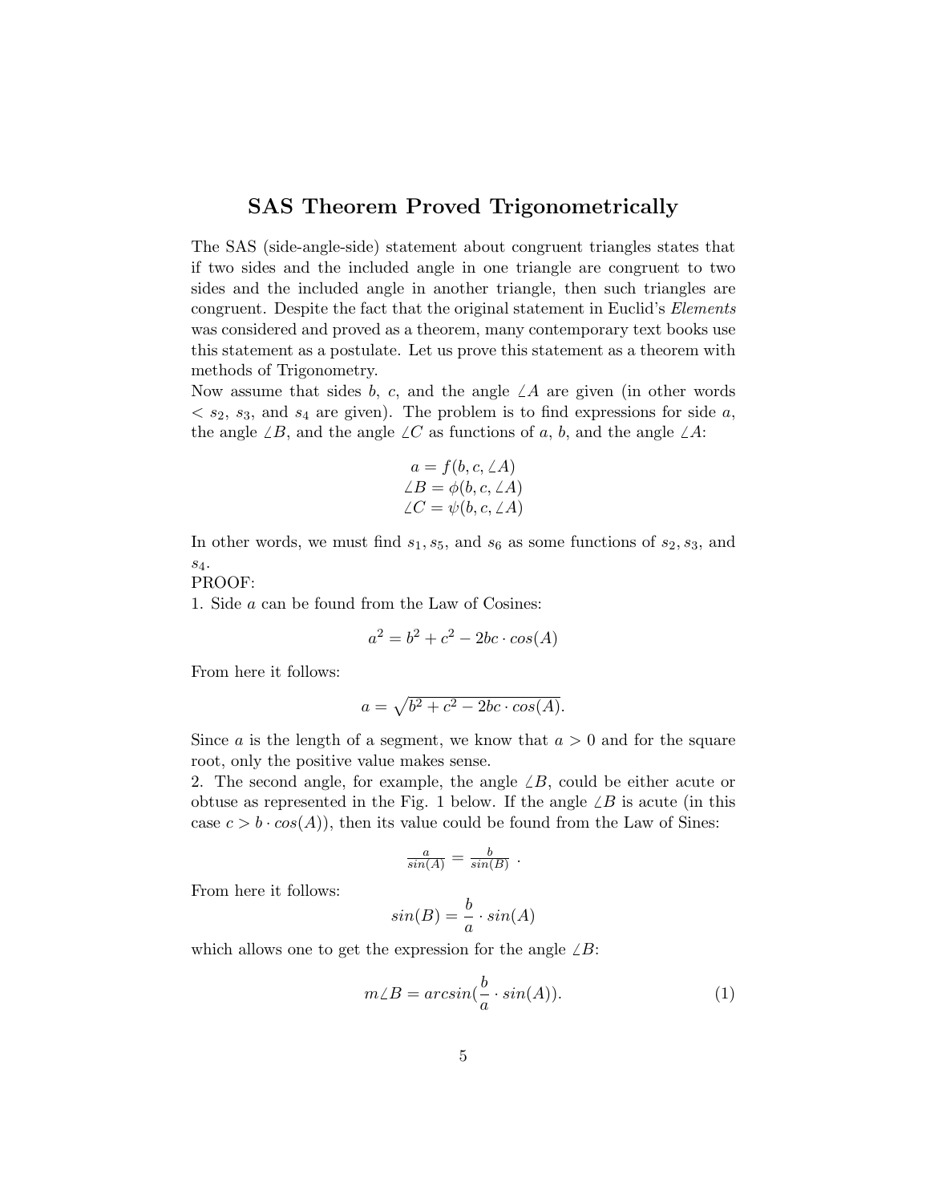## SAS Theorem Proved Trigonometrically

The SAS (side-angle-side) statement about congruent triangles states that if two sides and the included angle in one triangle are congruent to two sides and the included angle in another triangle, then such triangles are congruent. Despite the fact that the original statement in Euclid's *Elements* was considered and proved as a theorem, many contemporary text books use this statement as a postulate. Let us prove this statement as a theorem with methods of Trigonometry.

Now assume that sides $b$, $c$, and the angle $\angle A$ are given (in other words $< s_2$, $s_3$, and $s_4$ are given). The problem is to find expressions for side $a$, the angle $\angle B$, and the angle $\angle C$ as functions of $a$, $b$, and the angle $\angle A$:

$$a = f(b, c, \angle A)$$
$$\angle B = \phi(b, c, \angle A)$$
$$\angle C = \psi(b, c, \angle A)$$

In other words, we must find $s_1, s_5$, and $s_6$ as some functions of $s_2, s_3$, and $s_4$.

PROOF:

1. Side $a$ can be found from the Law of Cosines:

$$a^2 = b^2 + c^2 - 2bc \cdot cos(A)$$

From here it follows:

$$a = \sqrt{b^2 + c^2 - 2bc \cdot cos(A)}.$$

Since $a$ is the length of a segment, we know that $a > 0$ and for the square root, only the positive value makes sense.

2. The second angle, for example, the angle $\angle B$, could be either acute or obtuse as represented in the Fig. 1 below. If the angle $\angle B$ is acute (in this case $c > b \cdot cos(A)$), then its value could be found from the Law of Sines:

$$\frac{a}{sin(A)} = \frac{b}{sin(B)} .$$

From here it follows:

$$sin(B) = \frac{b}{a} \cdot sin(A)$$

which allows one to get the expression for the angle $\angle B$:

$$m\angle B = arcsin(\frac{b}{a} \cdot sin(A)). \tag{1}$$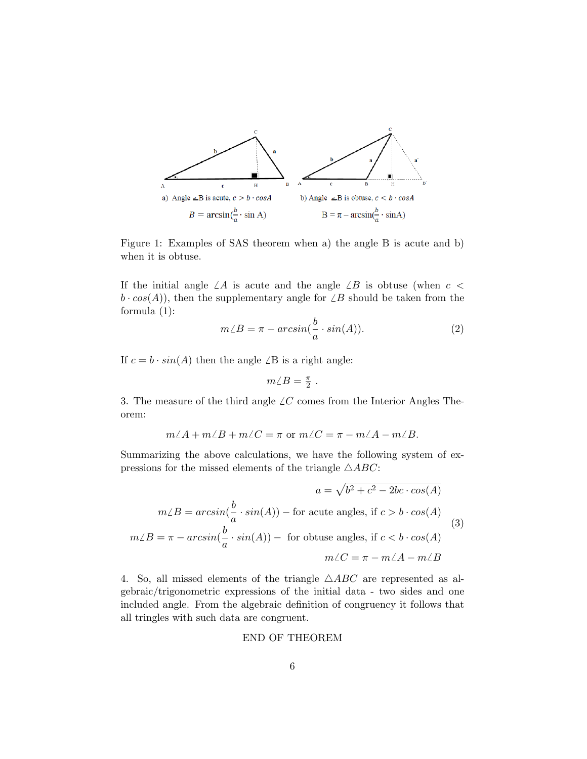Figure 1: Examples of SAS theorem when a) the angle B is acute and b) when it is obtuse.

If the initial angle $\angle A$ is acute and the angle $\angle B$ is obtuse (when $c < b \cdot cos(A)$), then the supplementary angle for $\angle B$ should be taken from the formula (1):

$$m\angle B = \pi - arcsin(\frac{b}{a} \cdot sin(A)). \tag{2}$$

If $c = b \cdot sin(A)$ then the angle $\angle$B is a right angle:

$$m\angle B = \frac{\pi}{2} \ .$$

3. The measure of the third angle $\angle C$ comes from the Interior Angles Theorem:

$$m\angle A + m\angle B + m\angle C = \pi \text{ or } m\angle C = \pi - m\angle A - m\angle B.$$

Summarizing the above calculations, we have the following system of expressions for the missed elements of the triangle $\triangle ABC$:

$$\begin{aligned} a &= \sqrt{b^2 + c^2 - 2bc \cdot cos(A)} \\ m\angle B &= arcsin(\frac{b}{a} \cdot sin(A)) - \text{for acute angles, if } c > b \cdot cos(A) \\ m\angle B &= \pi - arcsin(\frac{b}{a} \cdot sin(A)) - \text{ for obtuse angles, if } c < b \cdot cos(A) \\ m\angle C &= \pi - m\angle A - m\angle B \end{aligned} \tag{3}$$

4. So, all missed elements of the triangle $\triangle ABC$ are represented as algebraic/trigonometric expressions of the initial data - two sides and one included angle. From the algebraic definition of congruency it follows that all tringles with such data are congruent.

END OF THEOREM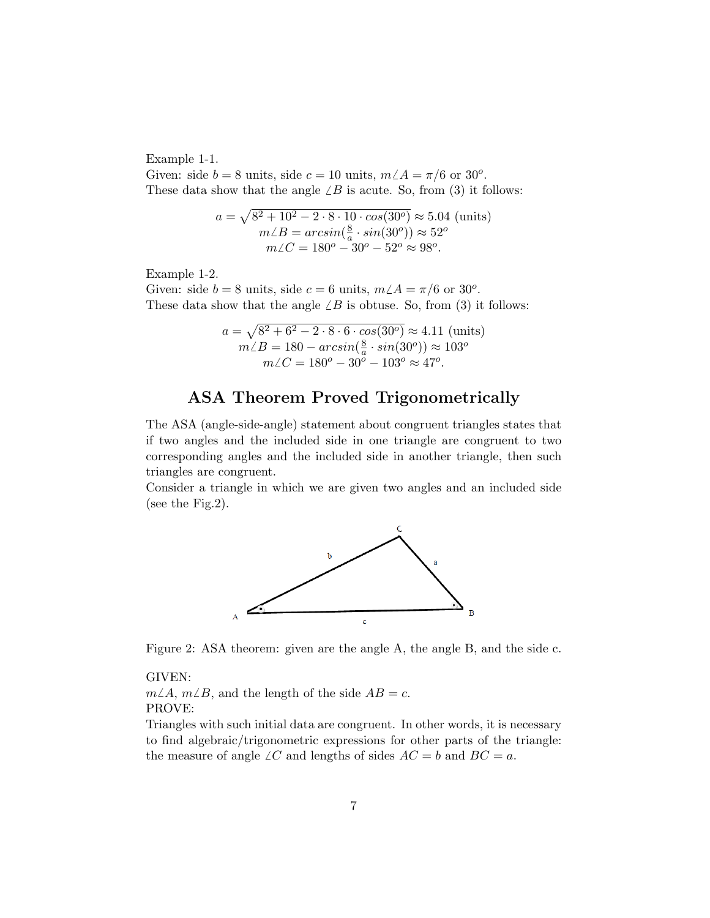Example 1-1.
Given: side $b = 8$ units, side $c = 10$ units, $m\angle A = \pi/6$ or $30^o$.
These data show that the angle $\angle B$ is acute. So, from (3) it follows:

$$a = \sqrt{8^2 + 10^2 - 2 \cdot 8 \cdot 10 \cdot cos(30^o)} \approx 5.04 \text{ (units)}$$
$$m\angle B = arcsin(\tfrac{8}{a} \cdot sin(30^o)) \approx 52^o$$
$$m\angle C = 180^o - 30^o - 52^o \approx 98^o.$$

Example 1-2.
Given: side $b = 8$ units, side $c = 6$ units, $m\angle A = \pi/6$ or $30^o$.
These data show that the angle $\angle B$ is obtuse. So, from (3) it follows:

$$a = \sqrt{8^2 + 6^2 - 2 \cdot 8 \cdot 6 \cdot cos(30^o)} \approx 4.11 \text{ (units)}$$
$$m\angle B = 180 - arcsin(\tfrac{8}{a} \cdot sin(30^o)) \approx 103^o$$
$$m\angle C = 180^o - 30^o - 103^o \approx 47^o.$$

## ASA Theorem Proved Trigonometrically

The ASA (angle-side-angle) statement about congruent triangles states that if two angles and the included side in one triangle are congruent to two corresponding angles and the included side in another triangle, then such triangles are congruent.
Consider a triangle in which we are given two angles and an included side (see the Fig.2).

Figure 2: ASA theorem: given are the angle A, the angle B, and the side c.

GIVEN:
$m\angle A$, $m\angle B$, and the length of the side $AB = c$.
PROVE:
Triangles with such initial data are congruent. In other words, it is necessary to find algebraic/trigonometric expressions for other parts of the triangle: the measure of angle $\angle C$ and lengths of sides $AC = b$ and $BC = a$.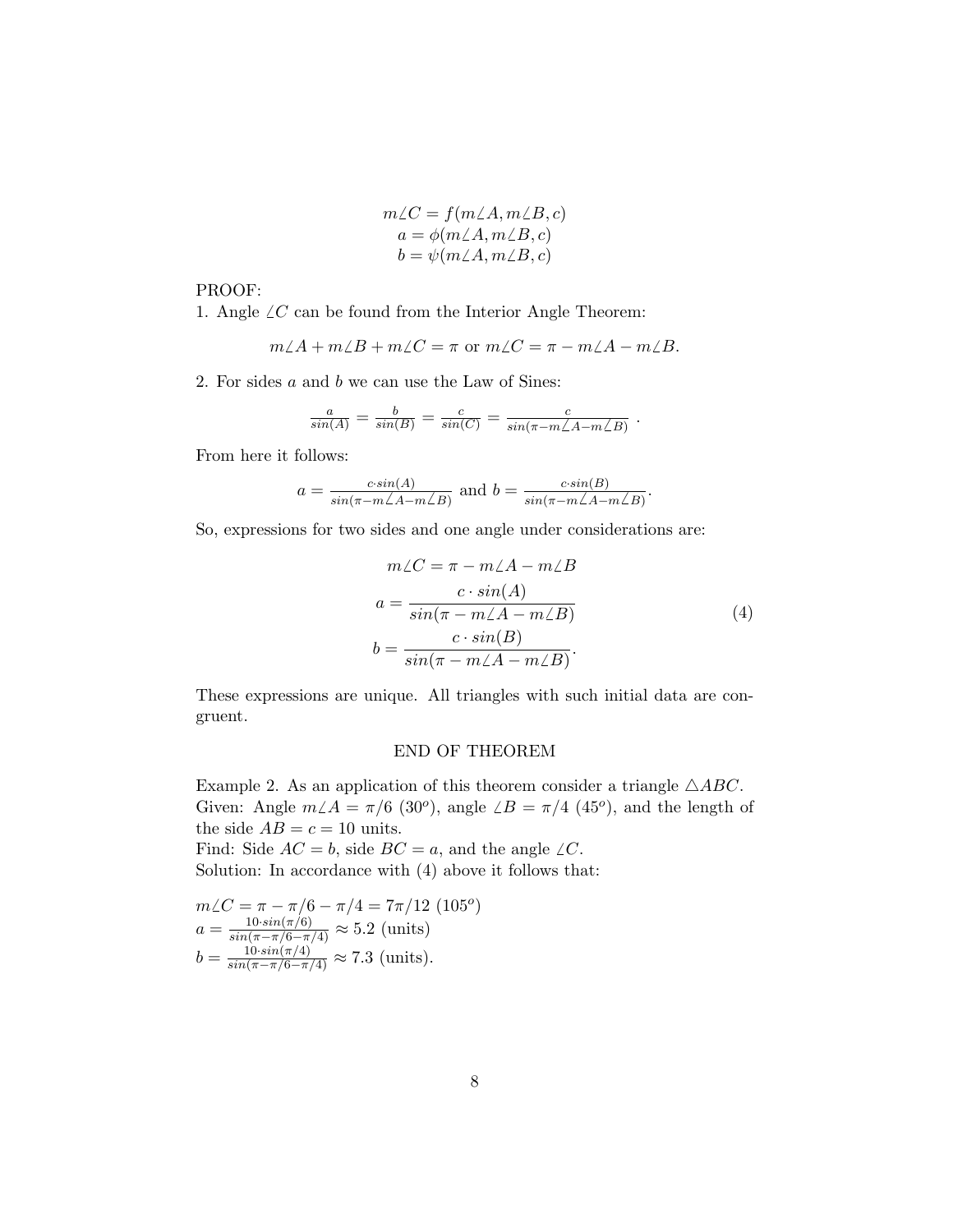$$m\angle C = f(m\angle A, m\angle B, c)$$
$$a = \phi(m\angle A, m\angle B, c)$$
$$b = \psi(m\angle A, m\angle B, c)$$

PROOF:

1. Angle $\angle C$ can be found from the Interior Angle Theorem:

$$m\angle A + m\angle B + m\angle C = \pi \text{ or } m\angle C = \pi - m\angle A - m\angle B.$$

2. For sides $a$ and $b$ we can use the Law of Sines:

$$\frac{a}{sin(A)} = \frac{b}{sin(B)} = \frac{c}{sin(C)} = \frac{c}{sin(\pi - m\angle A - m\angle B)} \ .$$

From here it follows:

$$a = \frac{c \cdot sin(A)}{sin(\pi - m\angle A - m\angle B)} \text{ and } b = \frac{c \cdot sin(B)}{sin(\pi - m\angle A - m\angle B)}.$$

So, expressions for two sides and one angle under considerations are:

$$\begin{aligned} m\angle C &= \pi - m\angle A - m\angle B \\ a &= \frac{c \cdot sin(A)}{sin(\pi - m\angle A - m\angle B)} \\ b &= \frac{c \cdot sin(B)}{sin(\pi - m\angle A - m\angle B)}. \end{aligned} \tag{4}$$

These expressions are unique. All triangles with such initial data are congruent.

END OF THEOREM

Example 2. As an application of this theorem consider a triangle $\triangle ABC$.
Given: Angle $m\angle A = \pi/6$ ($30^o$), angle $\angle B = \pi/4$ ($45^o$), and the length of the side $AB = c = 10$ units.
Find: Side $AC = b$, side $BC = a$, and the angle $\angle C$.
Solution: In accordance with (4) above it follows that:

$m\angle C = \pi - \pi/6 - \pi/4 = 7\pi/12$ ($105^o$)
$a = \frac{10 \cdot sin(\pi/6)}{sin(\pi - \pi/6 - \pi/4)} \approx 5.2$ (units)
$b = \frac{10 \cdot sin(\pi/4)}{sin(\pi - \pi/6 - \pi/4)} \approx 7.3$ (units).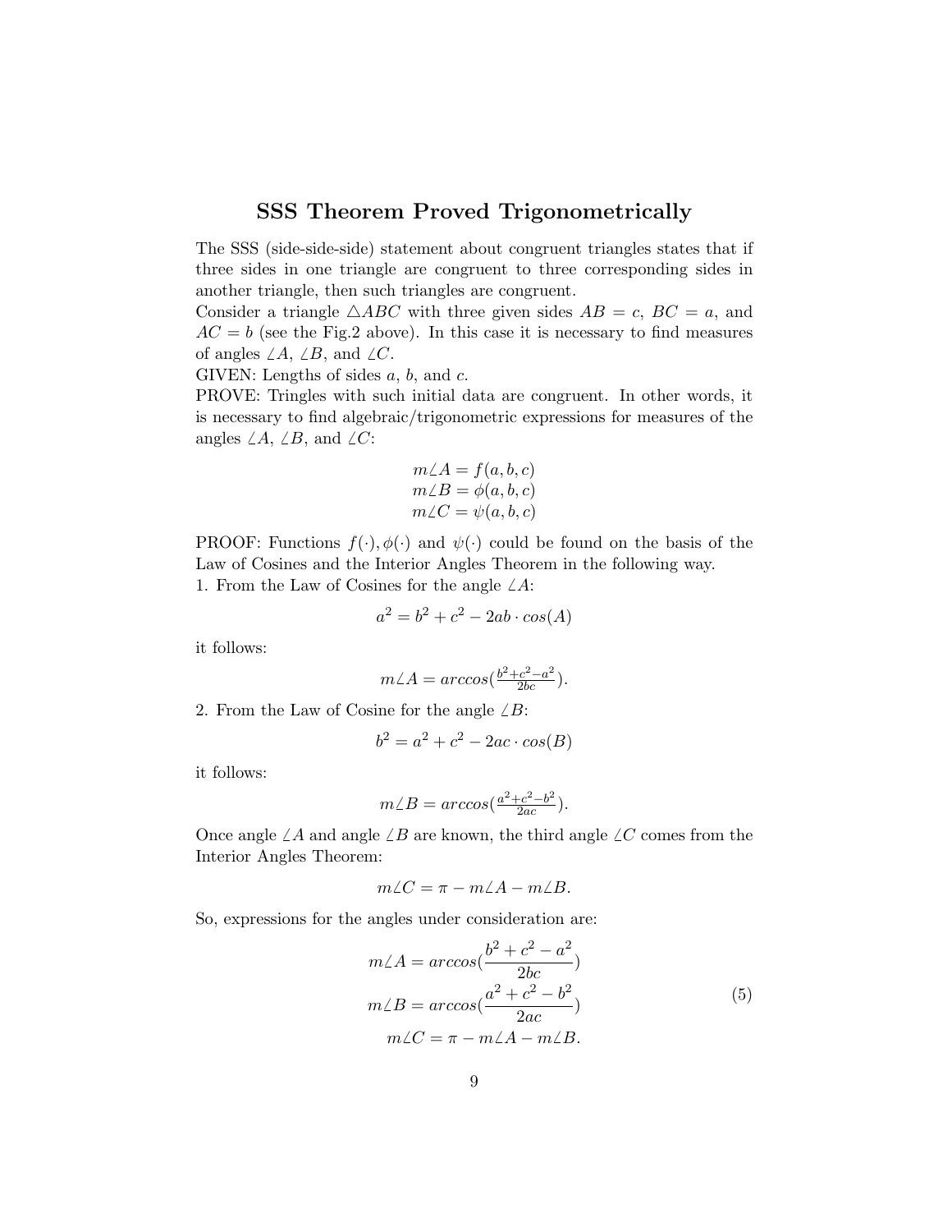# SSS Theorem Proved Trigonometrically

The SSS (side-side-side) statement about congruent triangles states that if three sides in one triangle are congruent to three corresponding sides in another triangle, then such triangles are congruent.

Consider a triangle $\triangle ABC$ with three given sides $AB = c$, $BC = a$, and $AC = b$ (see the Fig.2 above). In this case it is necessary to find measures of angles $\angle A$, $\angle B$, and $\angle C$.

GIVEN: Lengths of sides $a$, $b$, and $c$.

PROVE: Tringles with such initial data are congruent. In other words, it is necessary to find algebraic/trigonometric expressions for measures of the angles $\angle A$, $\angle B$, and $\angle C$:

$$
\begin{gathered}
m\angle A = f(a,b,c) \\
m\angle B = \phi(a,b,c) \\
m\angle C = \psi(a,b,c)
\end{gathered}
$$

PROOF: Functions $f(\cdot), \phi(\cdot)$ and $\psi(\cdot)$ could be found on the basis of the Law of Cosines and the Interior Angles Theorem in the following way.

1. From the Law of Cosines for the angle $\angle A$:

$$a^2 = b^2 + c^2 - 2ab \cdot cos(A)$$

it follows:

$$m\angle A = arccos(\tfrac{b^2+c^2-a^2}{2bc}).$$

2. From the Law of Cosine for the angle $\angle B$:

$$b^2 = a^2 + c^2 - 2ac \cdot cos(B)$$

it follows:

$$m\angle B = arccos(\tfrac{a^2+c^2-b^2}{2ac}).$$

Once angle $\angle A$ and angle $\angle B$ are known, the third angle $\angle C$ comes from the Interior Angles Theorem:

$$m\angle C = \pi - m\angle A - m\angle B.$$

So, expressions for the angles under consideration are:

$$
\begin{aligned}
m\angle A &= arccos(\frac{b^2+c^2-a^2}{2bc}) \\
m\angle B &= arccos(\frac{a^2+c^2-b^2}{2ac}) \\
m\angle C &= \pi - m\angle A - m\angle B.
\end{aligned}
\tag{5}
$$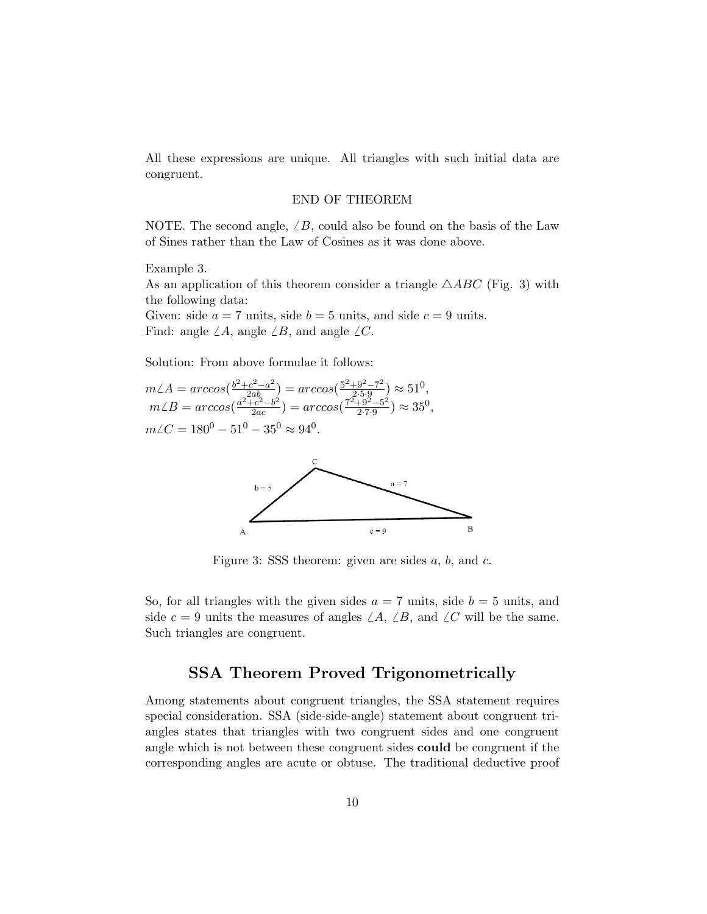All these expressions are unique. All triangles with such initial data are congruent.

END OF THEOREM

NOTE. The second angle, $\angle B$, could also be found on the basis of the Law of Sines rather than the Law of Cosines as it was done above.

Example 3.
As an application of this theorem consider a triangle $\triangle ABC$ (Fig. 3) with the following data:
Given: side $a = 7$ units, side $b = 5$ units, and side $c = 9$ units.
Find: angle $\angle A$, angle $\angle B$, and angle $\angle C$.

Solution: From above formulae it follows:

$$m\angle A = arccos(\frac{b^2+c^2-a^2}{2ab}) = arccos(\frac{5^2+9^2-7^2}{2\cdot 5\cdot 9}) \approx 51^0,$$
$$m\angle B = arccos(\frac{a^2+c^2-b^2}{2ac}) = arccos(\frac{7^2+9^2-5^2}{2\cdot 7\cdot 9}) \approx 35^0,$$
$$m\angle C = 180^0 - 51^0 - 35^0 \approx 94^0.$$

Figure 3: SSS theorem: given are sides $a$, $b$, and $c$.

So, for all triangles with the given sides $a = 7$ units, side $b = 5$ units, and side $c = 9$ units the measures of angles $\angle A$, $\angle B$, and $\angle C$ will be the same. Such triangles are congruent.

## SSA Theorem Proved Trigonometrically

Among statements about congruent triangles, the SSA statement requires special consideration. SSA (side-side-angle) statement about congruent triangles states that triangles with two congruent sides and one congruent angle which is not between these congruent sides **could** be congruent if the corresponding angles are acute or obtuse. The traditional deductive proof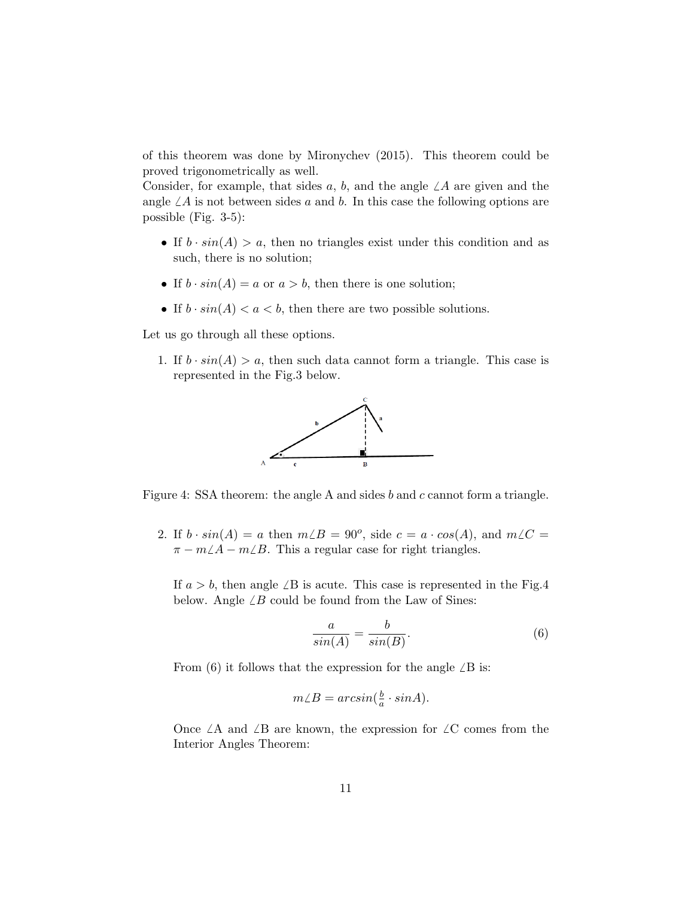of this theorem was done by Mironychev (2015). This theorem could be proved trigonometrically as well.
Consider, for example, that sides $a$, $b$, and the angle $\angle A$ are given and the angle $\angle A$ is not between sides $a$ and $b$. In this case the following options are possible (Fig. 3-5):

- If $b \cdot sin(A) > a$, then no triangles exist under this condition and as such, there is no solution;
- If $b \cdot sin(A) = a$ or $a > b$, then there is one solution;
- If $b \cdot sin(A) < a < b$, then there are two possible solutions.

Let us go through all these options.

1. If $b \cdot sin(A) > a$, then such data cannot form a triangle. This case is represented in the Fig.3 below.

Figure 4: SSA theorem: the angle A and sides $b$ and $c$ cannot form a triangle.

2. If $b \cdot sin(A) = a$ then $m\angle B = 90^o$, side $c = a \cdot cos(A)$, and $m\angle C = \pi - m\angle A - m\angle B$. This a regular case for right triangles.

   If $a > b$, then angle $\angle$B is acute. This case is represented in the Fig.4 below. Angle $\angle B$ could be found from the Law of Sines:

$$\frac{a}{sin(A)} = \frac{b}{sin(B)}. \tag{6}$$

   From (6) it follows that the expression for the angle $\angle$B is:

$$m\angle B = arcsin(\tfrac{b}{a} \cdot sinA).$$

   Once $\angle$A and $\angle$B are known, the expression for $\angle$C comes from the Interior Angles Theorem: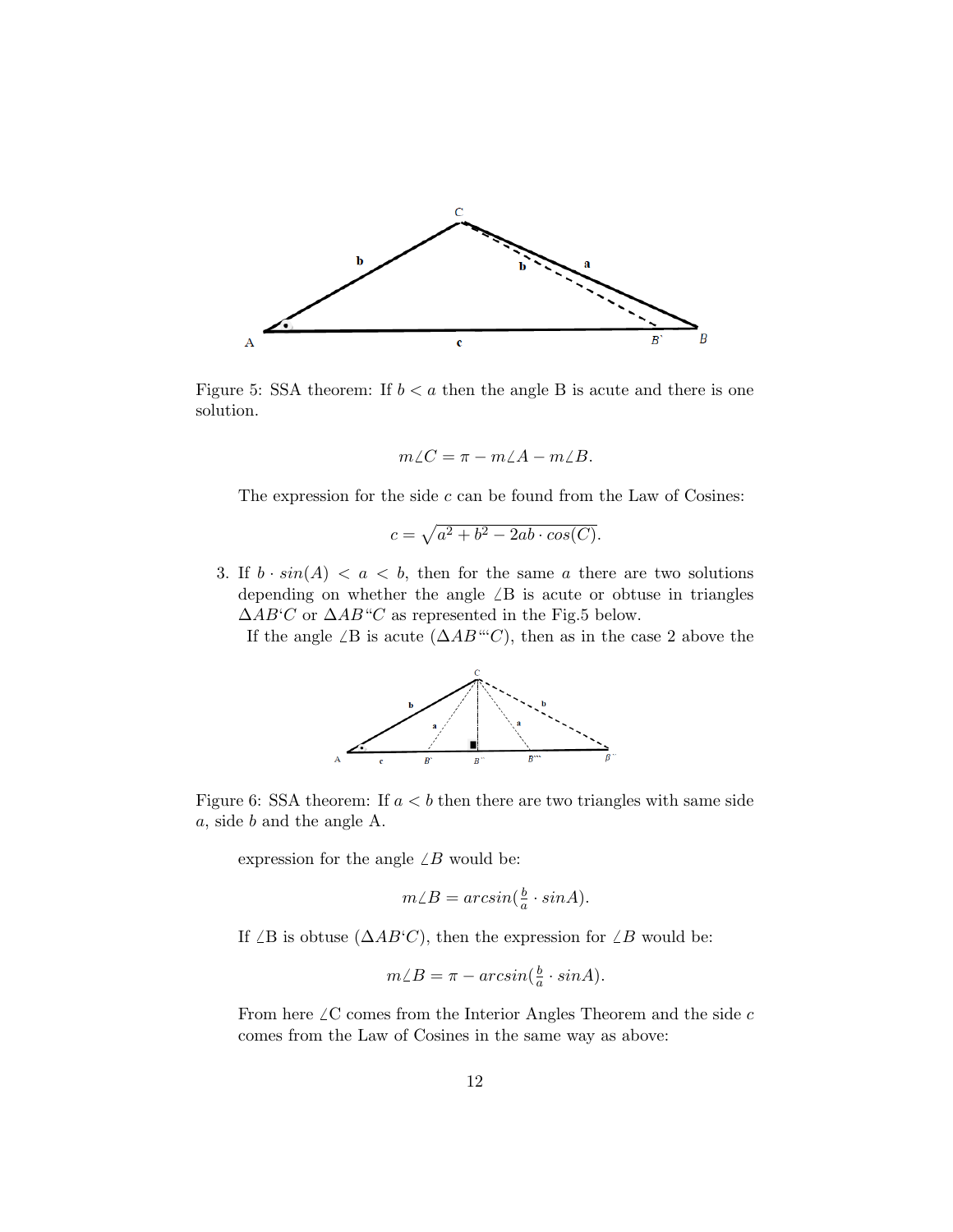Figure 5: SSA theorem: If $b < a$ then the angle B is acute and there is one solution.

$$m\angle C = \pi - m\angle A - m\angle B.$$

The expression for the side $c$ can be found from the Law of Cosines:

$$c = \sqrt{a^2 + b^2 - 2ab \cdot cos(C)}.$$

3. If $b \cdot sin(A) < a < b$, then for the same $a$ there are two solutions depending on whether the angle $\angle$B is acute or obtuse in triangles $\Delta AB`C$ or $\Delta AB``C$ as represented in the Fig.5 below.
   If the angle $\angle$B is acute ($\Delta AB```C$), then as in the case 2 above the

Figure 6: SSA theorem: If $a < b$ then there are two triangles with same side $a$, side $b$ and the angle A.

expression for the angle $\angle B$ would be:

$$m\angle B = arcsin(\tfrac{b}{a} \cdot sinA).$$

If $\angle$B is obtuse ($\Delta AB`C$), then the expression for $\angle B$ would be:

$$m\angle B = \pi - arcsin(\tfrac{b}{a} \cdot sinA).$$

From here $\angle$C comes from the Interior Angles Theorem and the side $c$ comes from the Law of Cosines in the same way as above: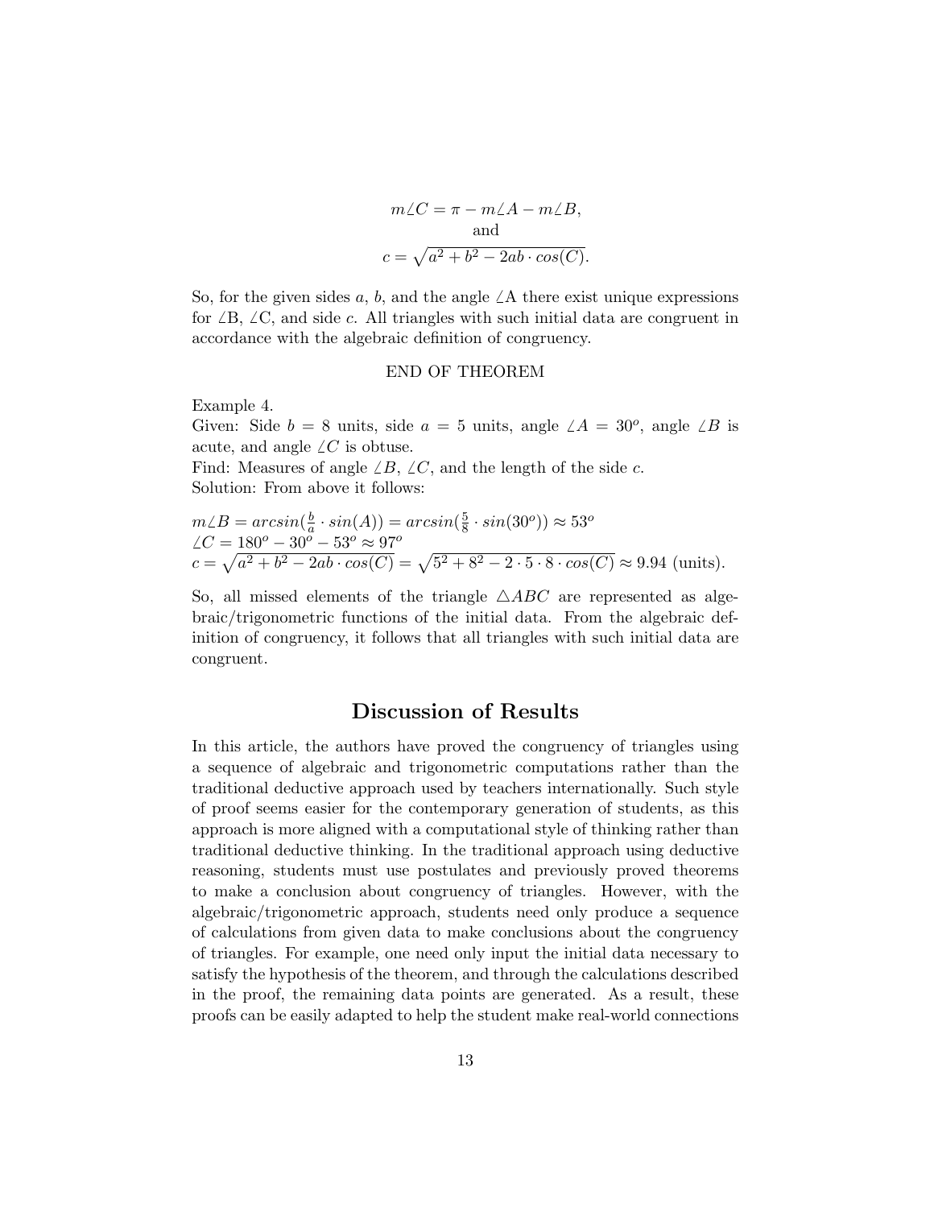$$m\angle C = \pi - m\angle A - m\angle B,$$
and
$$c = \sqrt{a^2 + b^2 - 2ab \cdot cos(C)}.$$

So, for the given sides $a$, $b$, and the angle $\angle$A there exist unique expressions for $\angle$B, $\angle$C, and side $c$. All triangles with such initial data are congruent in accordance with the algebraic definition of congruency.

END OF THEOREM

Example 4.
Given: Side $b = 8$ units, side $a = 5$ units, angle $\angle A = 30^o$, angle $\angle B$ is acute, and angle $\angle C$ is obtuse.
Find: Measures of angle $\angle B$, $\angle C$, and the length of the side $c$.
Solution: From above it follows:

$m\angle B = arcsin(\frac{b}{a} \cdot sin(A)) = arcsin(\frac{5}{8} \cdot sin(30^o)) \approx 53^o$
$\angle C = 180^o - 30^o - 53^o \approx 97^o$
$c = \sqrt{a^2 + b^2 - 2ab \cdot cos(C)} = \sqrt{5^2 + 8^2 - 2 \cdot 5 \cdot 8 \cdot cos(C)} \approx 9.94$ (units).

So, all missed elements of the triangle $\triangle ABC$ are represented as algebraic/trigonometric functions of the initial data. From the algebraic definition of congruency, it follows that all triangles with such initial data are congruent.

## Discussion of Results

In this article, the authors have proved the congruency of triangles using a sequence of algebraic and trigonometric computations rather than the traditional deductive approach used by teachers internationally. Such style of proof seems easier for the contemporary generation of students, as this approach is more aligned with a computational style of thinking rather than traditional deductive thinking. In the traditional approach using deductive reasoning, students must use postulates and previously proved theorems to make a conclusion about congruency of triangles. However, with the algebraic/trigonometric approach, students need only produce a sequence of calculations from given data to make conclusions about the congruency of triangles. For example, one need only input the initial data necessary to satisfy the hypothesis of the theorem, and through the calculations described in the proof, the remaining data points are generated. As a result, these proofs can be easily adapted to help the student make real-world connections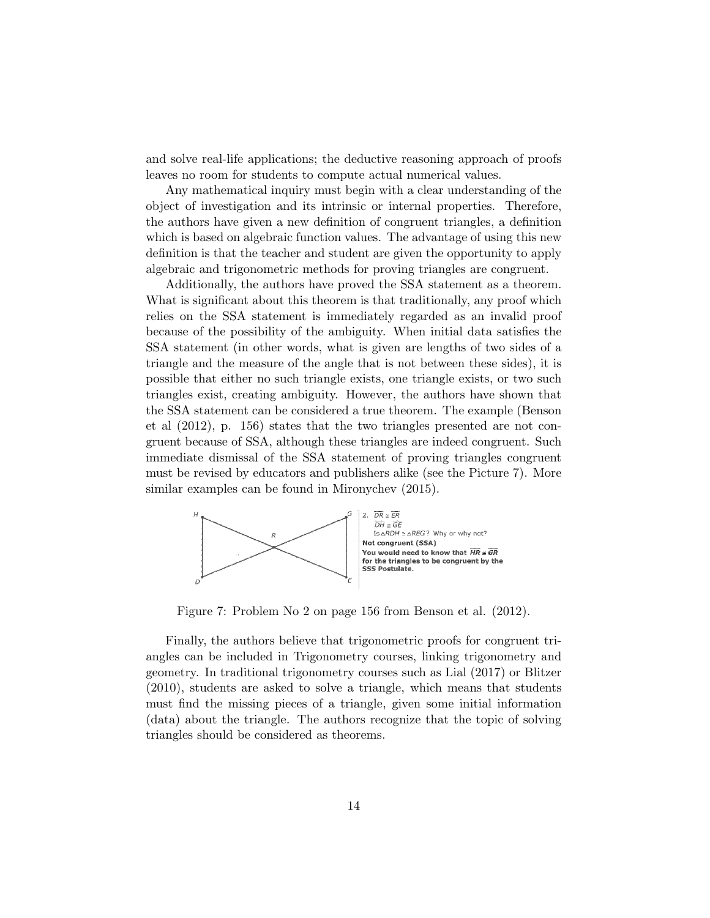and solve real-life applications; the deductive reasoning approach of proofs leaves no room for students to compute actual numerical values.

Any mathematical inquiry must begin with a clear understanding of the object of investigation and its intrinsic or internal properties. Therefore, the authors have given a new definition of congruent triangles, a definition which is based on algebraic function values. The advantage of using this new definition is that the teacher and student are given the opportunity to apply algebraic and trigonometric methods for proving triangles are congruent.

Additionally, the authors have proved the SSA statement as a theorem. What is significant about this theorem is that traditionally, any proof which relies on the SSA statement is immediately regarded as an invalid proof because of the possibility of the ambiguity. When initial data satisfies the SSA statement (in other words, what is given are lengths of two sides of a triangle and the measure of the angle that is not between these sides), it is possible that either no such triangle exists, one triangle exists, or two such triangles exist, creating ambiguity. However, the authors have shown that the SSA statement can be considered a true theorem. The example (Benson et al (2012), p. 156) states that the two triangles presented are not congruent because of SSA, although these triangles are indeed congruent. Such immediate dismissal of the SSA statement of proving triangles congruent must be revised by educators and publishers alike (see the Picture 7). More similar examples can be found in Mironychev (2015).

2. $\overline{DR} \cong \overline{ER}$

$\overline{DH} \cong \overline{GE}$

Is $\triangle RDH \cong \triangle REG$? Why or why not?

**Not congruent (SSA)**

**You would need to know that $\overline{HR} \cong \overline{GR}$ for the triangles to be congruent by the SSS Postulate.**

Figure 7: Problem No 2 on page 156 from Benson et al. (2012).

Finally, the authors believe that trigonometric proofs for congruent triangles can be included in Trigonometry courses, linking trigonometry and geometry. In traditional trigonometry courses such as Lial (2017) or Blitzer (2010), students are asked to solve a triangle, which means that students must find the missing pieces of a triangle, given some initial information (data) about the triangle. The authors recognize that the topic of solving triangles should be considered as theorems.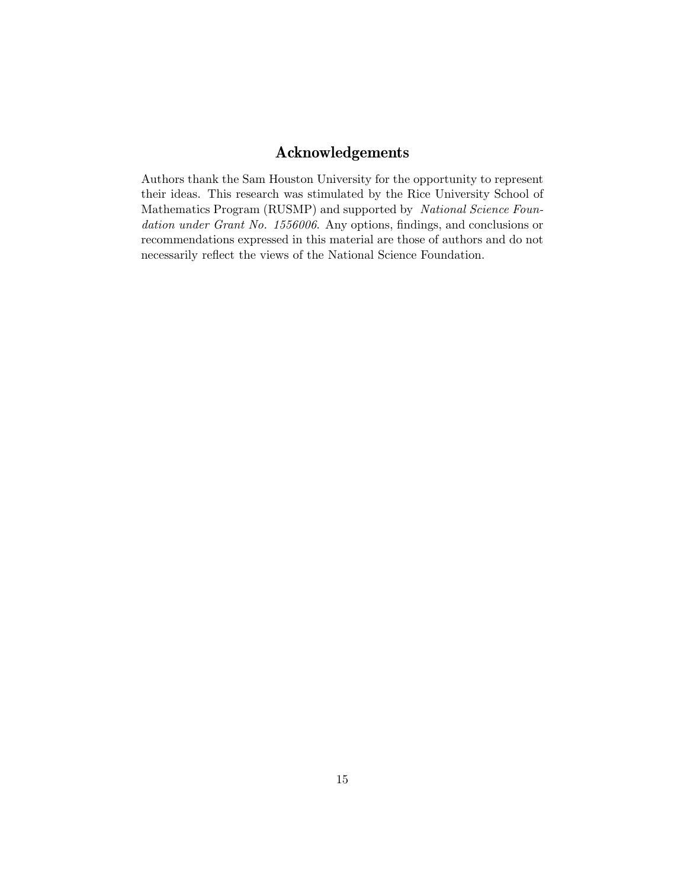## Acknowledgements

Authors thank the Sam Houston University for the opportunity to represent their ideas. This research was stimulated by the Rice University School of Mathematics Program (RUSMP) and supported by *National Science Foundation under Grant No. 1556006*. Any options, findings, and conclusions or recommendations expressed in this material are those of authors and do not necessarily reflect the views of the National Science Foundation.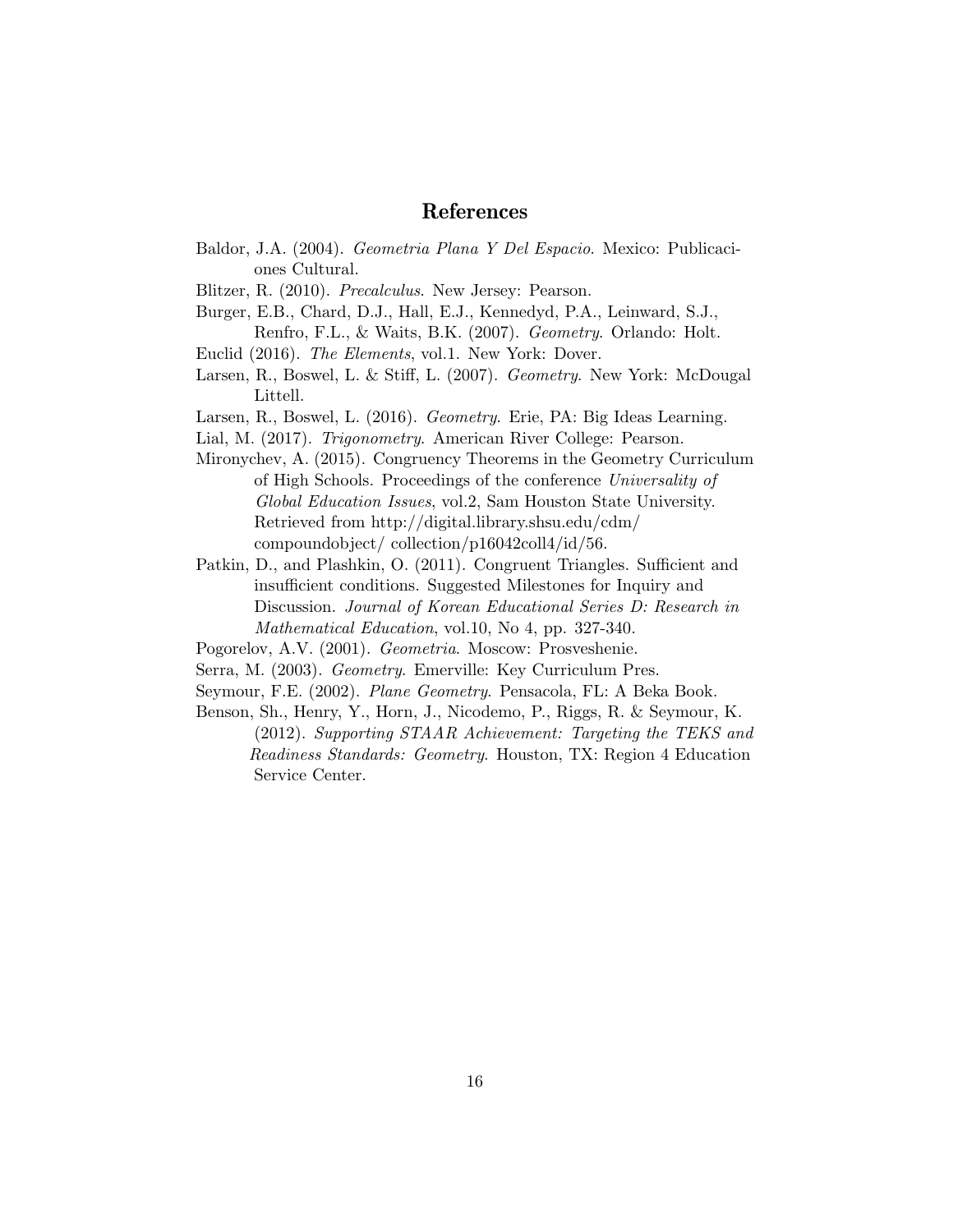## References

Baldor, J.A. (2004). *Geometria Plana Y Del Espacio*. Mexico: Publicaciones Cultural.

Blitzer, R. (2010). *Precalculus*. New Jersey: Pearson.

Burger, E.B., Chard, D.J., Hall, E.J., Kennedyd, P.A., Leinward, S.J., Renfro, F.L., & Waits, B.K. (2007). *Geometry*. Orlando: Holt.

Euclid (2016). *The Elements*, vol.1. New York: Dover.

Larsen, R., Boswel, L. & Stiff, L. (2007). *Geometry*. New York: McDougal Littell.

Larsen, R., Boswel, L. (2016). *Geometry*. Erie, PA: Big Ideas Learning.

Lial, M. (2017). *Trigonometry*. American River College: Pearson.

Mironychev, A. (2015). Congruency Theorems in the Geometry Curriculum of High Schools. Proceedings of the conference *Universality of Global Education Issues*, vol.2, Sam Houston State University. Retrieved from http://digital.library.shsu.edu/cdm/ compoundobject/ collection/p16042coll4/id/56.

Patkin, D., and Plashkin, O. (2011). Congruent Triangles. Sufficient and insufficient conditions. Suggested Milestones for Inquiry and Discussion. *Journal of Korean Educational Series D: Research in Mathematical Education*, vol.10, No 4, pp. 327-340.

Pogorelov, A.V. (2001). *Geometria*. Moscow: Prosveshenie.

Serra, M. (2003). *Geometry*. Emerville: Key Curriculum Pres.

Seymour, F.E. (2002). *Plane Geometry*. Pensacola, FL: A Beka Book.

Benson, Sh., Henry, Y., Horn, J., Nicodemo, P., Riggs, R. & Seymour, K. (2012). *Supporting STAAR Achievement: Targeting the TEKS and Readiness Standards: Geometry*. Houston, TX: Region 4 Education Service Center.